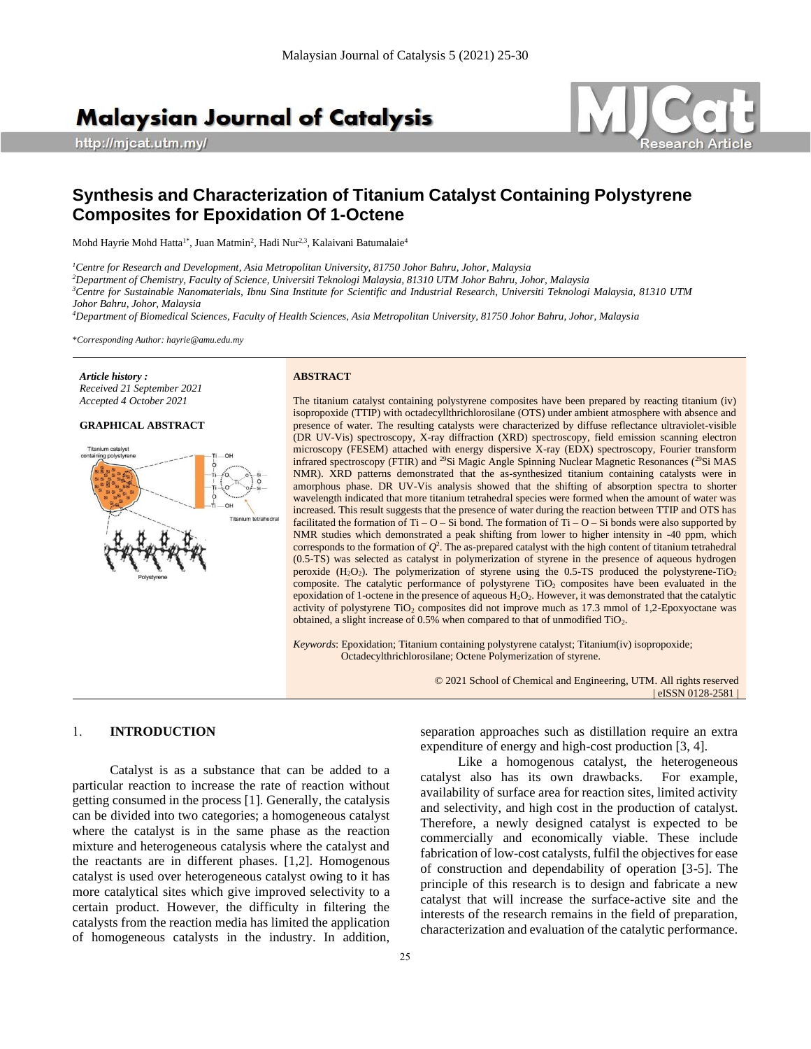# Synthesis and Characterization of Titanium Catalyst Containing Polystyrene Composites for Epoxidation Of 1-Octene

Mohd Hayrie Mohd Hatta[1*], Juan Matmin[2], Hadi Nur[2,3], Kalaivani Batumalaie[4]

[1] *Centre for Research and Development, Asia Metropolitan University, 81750 Johor Bahru, Johor, Malaysia*
[2] *Department of Chemistry, Faculty of Science, Universiti Teknologi Malaysia, 81310 UTM Johor Bahru, Johor, Malaysia*
[3] *Centre for Sustainable Nanomaterials, Ibnu Sina Institute for Scientific and Industrial Research, Universiti Teknologi Malaysia, 81310 UTM Johor Bahru, Johor, Malaysia*
[4] *Department of Biomedical Sciences, Faculty of Health Sciences, Asia Metropolitan University, 81750 Johor Bahru, Johor, Malaysia*

\**Corresponding Author: hayrie@amu.edu.my*

***Article history :***
*Received 21 September 2021*
*Accepted 4 October 2021*

**GRAPHICAL ABSTRACT**

**ABSTRACT**

The titanium catalyst containing polystyrene composites have been prepared by reacting titanium (iv) isopropoxide (TTIP) with octadecyllthrichlorosilane (OTS) under ambient atmosphere with absence and presence of water. The resulting catalysts were characterized by diffuse reflectance ultraviolet-visible (DR UV-Vis) spectroscopy, X-ray diffraction (XRD) spectroscopy, field emission scanning electron microscopy (FESEM) attached with energy dispersive X-ray (EDX) spectroscopy, Fourier transform infrared spectroscopy (FTIR) and $^{29}$Si Magic Angle Spinning Nuclear Magnetic Resonances ($^{29}$Si MAS NMR). XRD patterns demonstrated that the as-synthesized titanium containing catalysts were in amorphous phase. DR UV-Vis analysis showed that the shifting of absorption spectra to shorter wavelength indicated that more titanium tetrahedral species were formed when the amount of water was increased. This result suggests that the presence of water during the reaction between TTIP and OTS has facilitated the formation of Ti – O – Si bond. The formation of Ti – O – Si bonds were also supported by NMR studies which demonstrated a peak shifting from lower to higher intensity in -40 ppm, which corresponds to the formation of $Q^2$. The as-prepared catalyst with the high content of titanium tetrahedral (0.5-TS) was selected as catalyst in polymerization of styrene in the presence of aqueous hydrogen peroxide ($H_2O_2$). The polymerization of styrene using the 0.5-TS produced the polystyrene-$TiO_2$ composite. The catalytic performance of polystyrene $TiO_2$ composites have been evaluated in the epoxidation of 1-octene in the presence of aqueous $H_2O_2$. However, it was demonstrated that the catalytic activity of polystyrene $TiO_2$ composites did not improve much as 17.3 mmol of 1,2-Epoxyoctane was obtained, a slight increase of 0.5% when compared to that of unmodified $TiO_2$.

*Keywords*: Epoxidation; Titanium containing polystyrene catalyst; Titanium(iv) isopropoxide; Octadecylthrichlorosilane; Octene Polymerization of styrene.

© 2021 School of Chemical and Engineering, UTM. All rights reserved | eISSN 0128-2581 |

## 1. INTRODUCTION

Catalyst is as a substance that can be added to a particular reaction to increase the rate of reaction without getting consumed in the process [1]. Generally, the catalysis can be divided into two categories; a homogeneous catalyst where the catalyst is in the same phase as the reaction mixture and heterogeneous catalysis where the catalyst and the reactants are in different phases. [1,2]. Homogenous catalyst is used over heterogeneous catalyst owing to it has more catalytical sites which give improved selectivity to a certain product. However, the difficulty in filtering the catalysts from the reaction media has limited the application of homogeneous catalysts in the industry. In addition, separation approaches such as distillation require an extra expenditure of energy and high-cost production [3, 4].

Like a homogenous catalyst, the heterogeneous catalyst also has its own drawbacks. For example, availability of surface area for reaction sites, limited activity and selectivity, and high cost in the production of catalyst. Therefore, a newly designed catalyst is expected to be commercially and economically viable. These include fabrication of low-cost catalysts, fulfil the objectives for ease of construction and dependability of operation [3-5]. The principle of this research is to design and fabricate a new catalyst that will increase the surface-active site and the interests of the research remains in the field of preparation, characterization and evaluation of the catalytic performance.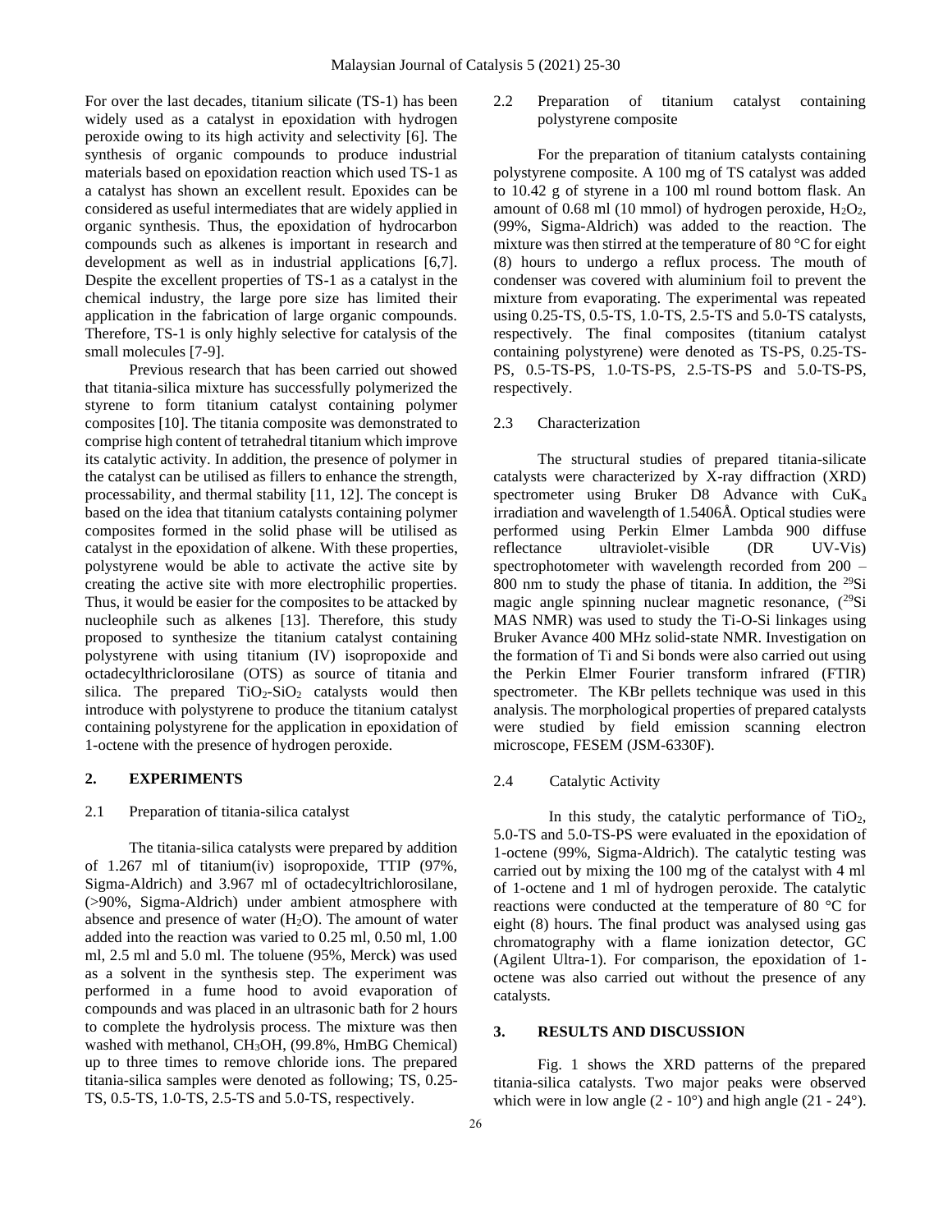For over the last decades, titanium silicate (TS-1) has been widely used as a catalyst in epoxidation with hydrogen peroxide owing to its high activity and selectivity [6]. The synthesis of organic compounds to produce industrial materials based on epoxidation reaction which used TS-1 as a catalyst has shown an excellent result. Epoxides can be considered as useful intermediates that are widely applied in organic synthesis. Thus, the epoxidation of hydrocarbon compounds such as alkenes is important in research and development as well as in industrial applications [6,7]. Despite the excellent properties of TS-1 as a catalyst in the chemical industry, the large pore size has limited their application in the fabrication of large organic compounds. Therefore, TS-1 is only highly selective for catalysis of the small molecules [7-9].

Previous research that has been carried out showed that titania-silica mixture has successfully polymerized the styrene to form titanium catalyst containing polymer composites [10]. The titania composite was demonstrated to comprise high content of tetrahedral titanium which improve its catalytic activity. In addition, the presence of polymer in the catalyst can be utilised as fillers to enhance the strength, processability, and thermal stability [11, 12]. The concept is based on the idea that titanium catalysts containing polymer composites formed in the solid phase will be utilised as catalyst in the epoxidation of alkene. With these properties, polystyrene would be able to activate the active site by creating the active site with more electrophilic properties. Thus, it would be easier for the composites to be attacked by nucleophile such as alkenes [13]. Therefore, this study proposed to synthesize the titanium catalyst containing polystyrene with using titanium (IV) isopropoxide and octadecylthriclorosilane (OTS) as source of titania and silica. The prepared $TiO_2$-$SiO_2$ catalysts would then introduce with polystyrene to produce the titanium catalyst containing polystyrene for the application in epoxidation of 1-octene with the presence of hydrogen peroxide.

## 2. EXPERIMENTS

### 2.1 Preparation of titania-silica catalyst

The titania-silica catalysts were prepared by addition of 1.267 ml of titanium(iv) isopropoxide, TTIP (97%, Sigma-Aldrich) and 3.967 ml of octadecyltrichlorosilane, (>90%, Sigma-Aldrich) under ambient atmosphere with absence and presence of water ($H_2O$). The amount of water added into the reaction was varied to 0.25 ml, 0.50 ml, 1.00 ml, 2.5 ml and 5.0 ml. The toluene (95%, Merck) was used as a solvent in the synthesis step. The experiment was performed in a fume hood to avoid evaporation of compounds and was placed in an ultrasonic bath for 2 hours to complete the hydrolysis process. The mixture was then washed with methanol, $CH_3OH$, (99.8%, HmBG Chemical) up to three times to remove chloride ions. The prepared titania-silica samples were denoted as following; TS, 0.25-TS, 0.5-TS, 1.0-TS, 2.5-TS and 5.0-TS, respectively.

### 2.2 Preparation of titanium catalyst containing polystyrene composite

For the preparation of titanium catalysts containing polystyrene composite. A 100 mg of TS catalyst was added to 10.42 g of styrene in a 100 ml round bottom flask. An amount of 0.68 ml (10 mmol) of hydrogen peroxide, $H_2O_2$, (99%, Sigma-Aldrich) was added to the reaction. The mixture was then stirred at the temperature of 80 °C for eight (8) hours to undergo a reflux process. The mouth of condenser was covered with aluminium foil to prevent the mixture from evaporating. The experimental was repeated using 0.25-TS, 0.5-TS, 1.0-TS, 2.5-TS and 5.0-TS catalysts, respectively. The final composites (titanium catalyst containing polystyrene) were denoted as TS-PS, 0.25-TS-PS, 0.5-TS-PS, 1.0-TS-PS, 2.5-TS-PS and 5.0-TS-PS, respectively.

### 2.3 Characterization

The structural studies of prepared titania-silicate catalysts were characterized by X-ray diffraction (XRD) spectrometer using Bruker D8 Advance with $CuK_a$ irradiation and wavelength of 1.5406Å. Optical studies were performed using Perkin Elmer Lambda 900 diffuse reflectance ultraviolet-visible (DR UV-Vis) spectrophotometer with wavelength recorded from 200 – 800 nm to study the phase of titania. In addition, the $^{29}$Si magic angle spinning nuclear magnetic resonance, ($^{29}$Si MAS NMR) was used to study the Ti-O-Si linkages using Bruker Avance 400 MHz solid-state NMR. Investigation on the formation of Ti and Si bonds were also carried out using the Perkin Elmer Fourier transform infrared (FTIR) spectrometer. The KBr pellets technique was used in this analysis. The morphological properties of prepared catalysts were studied by field emission scanning electron microscope, FESEM (JSM-6330F).

### 2.4 Catalytic Activity

In this study, the catalytic performance of $TiO_2$, 5.0-TS and 5.0-TS-PS were evaluated in the epoxidation of 1-octene (99%, Sigma-Aldrich). The catalytic testing was carried out by mixing the 100 mg of the catalyst with 4 ml of 1-octene and 1 ml of hydrogen peroxide. The catalytic reactions were conducted at the temperature of 80 °C for eight (8) hours. The final product was analysed using gas chromatography with a flame ionization detector, GC (Agilent Ultra-1). For comparison, the epoxidation of 1-octene was also carried out without the presence of any catalysts.

## 3. RESULTS AND DISCUSSION

Fig. 1 shows the XRD patterns of the prepared titania-silica catalysts. Two major peaks were observed which were in low angle (2 - 10°) and high angle (21 - 24°).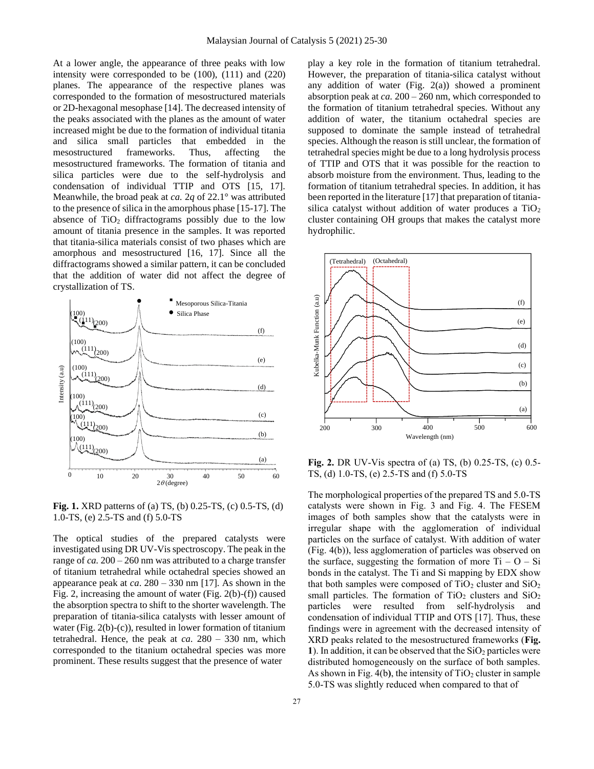At a lower angle, the appearance of three peaks with low intensity were corresponded to the (100), (111) and (220) planes. The appearance of the respective planes was corresponded to the formation of mesostructured materials or 2D-hexagonal mesophase [14]. The decreased intensity of the peaks associated with the planes as the amount of water increased might be due to the formation of individual titania and silica small particles that embedded in the mesostructured frameworks. Thus, affecting the mesostructured frameworks. The formation of titania and silica particles were due to the self-hydrolysis and condensation of individual TTIP and OTS [15, 17]. Meanwhile, the broad peak at *ca.* 2*q* of 22.1° was attributed to the presence of silica in the amorphous phase [15-17]. The absence of $TiO_2$ diffractograms possibly due to the low amount of titania presence in the samples. It was reported that titania-silica materials consist of two phases which are amorphous and mesostructured [16, 17]. Since all the diffractograms showed a similar pattern, it can be concluded that the addition of water did not affect the degree of crystallization of TS.

**Fig. 1.** XRD patterns of (a) TS, (b) 0.25-TS, (c) 0.5-TS, (d) 1.0-TS, (e) 2.5-TS and (f) 5.0-TS

The optical studies of the prepared catalysts were investigated using DR UV-Vis spectroscopy. The peak in the range of *ca.* 200 – 260 nm was attributed to a charge transfer of titanium tetrahedral while octahedral species showed an appearance peak at *ca*. 280 – 330 nm [17]. As shown in the Fig. 2, increasing the amount of water (Fig. 2(b)-(f)) caused the absorption spectra to shift to the shorter wavelength. The preparation of titania-silica catalysts with lesser amount of water (Fig. 2(b)-(c)), resulted in lower formation of titanium tetrahedral. Hence, the peak at *ca*. 280 – 330 nm, which corresponded to the titanium octahedral species was more prominent. These results suggest that the presence of water play a key role in the formation of titanium tetrahedral. However, the preparation of titania-silica catalyst without any addition of water (Fig. 2(a)) showed a prominent absorption peak at *ca.* 200 – 260 nm, which corresponded to the formation of titanium tetrahedral species. Without any addition of water, the titanium octahedral species are supposed to dominate the sample instead of tetrahedral species. Although the reason is still unclear, the formation of tetrahedral species might be due to a long hydrolysis process of TTIP and OTS that it was possible for the reaction to absorb moisture from the environment. Thus, leading to the formation of titanium tetrahedral species. In addition, it has been reported in the literature [17] that preparation of titania-silica catalyst without addition of water produces a $TiO_2$ cluster containing OH groups that makes the catalyst more hydrophilic.

**Fig. 2.** DR UV-Vis spectra of (a) TS, (b) 0.25-TS, (c) 0.5-TS, (d) 1.0-TS, (e) 2.5-TS and (f) 5.0-TS

The morphological properties of the prepared TS and 5.0-TS catalysts were shown in Fig. 3 and Fig. 4. The FESEM images of both samples show that the catalysts were in irregular shape with the agglomeration of individual particles on the surface of catalyst. With addition of water (Fig. 4(b)), less agglomeration of particles was observed on the surface, suggesting the formation of more Ti – O – Si bonds in the catalyst. The Ti and Si mapping by EDX show that both samples were composed of $TiO_2$ cluster and $SiO_2$ small particles. The formation of $TiO_2$ clusters and $SiO_2$ particles were resulted from self-hydrolysis and condensation of individual TTIP and OTS [17]. Thus, these findings were in agreement with the decreased intensity of XRD peaks related to the mesostructured frameworks (**Fig. 1**). In addition, it can be observed that the $SiO_2$ particles were distributed homogeneously on the surface of both samples. As shown in Fig. 4(b**)**, the intensity of $TiO_2$ cluster in sample 5.0-TS was slightly reduced when compared to that of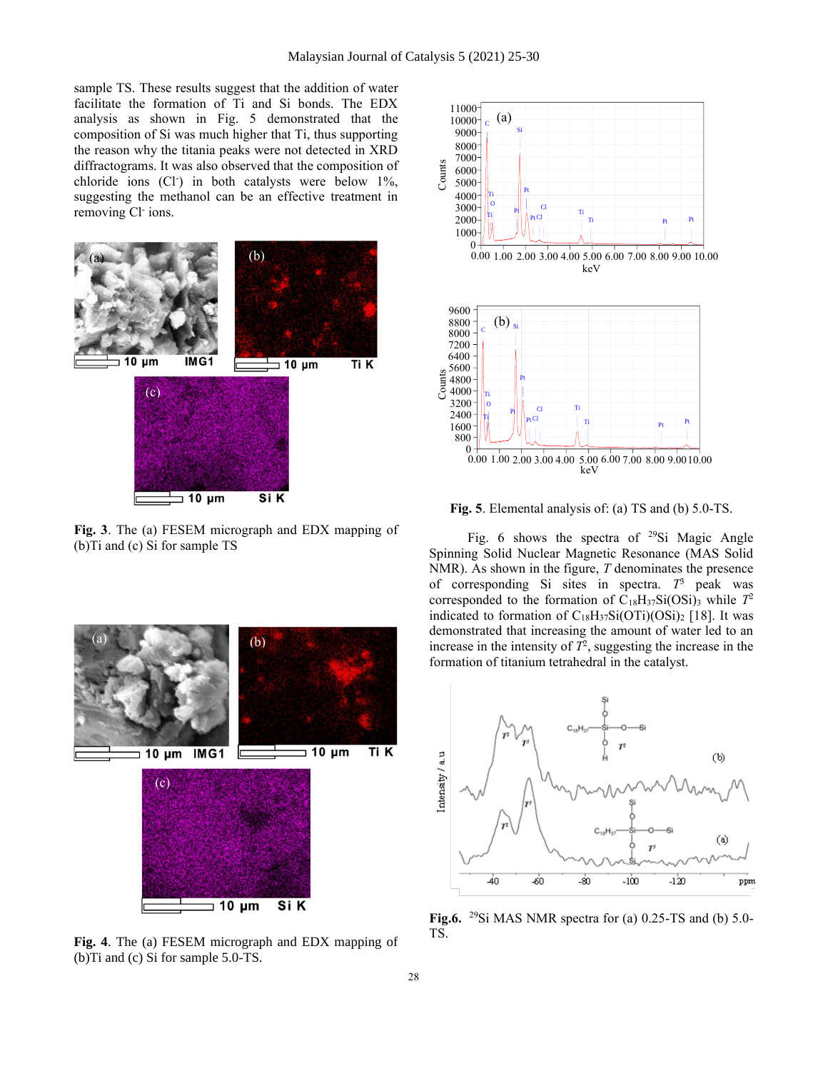sample TS. These results suggest that the addition of water facilitate the formation of Ti and Si bonds. The EDX analysis as shown in Fig. 5 demonstrated that the composition of Si was much higher that Ti, thus supporting the reason why the titania peaks were not detected in XRD diffractograms. It was also observed that the composition of chloride ions ($Cl^-$) in both catalysts were below 1%, suggesting the methanol can be an effective treatment in removing $Cl^-$ ions.

**Fig. 3**. The (a) FESEM micrograph and EDX mapping of (b)Ti and (c) Si for sample TS

**Fig. 4**. The (a) FESEM micrograph and EDX mapping of (b)Ti and (c) Si for sample 5.0-TS.

**Fig. 5**. Elemental analysis of: (a) TS and (b) 5.0-TS.

Fig. 6 shows the spectra of $^{29}$Si Magic Angle Spinning Solid Nuclear Magnetic Resonance (MAS Solid NMR). As shown in the figure, *T* denominates the presence of corresponding Si sites in spectra. $T^3$ peak was corresponded to the formation of $C_{18}H_{37}Si(OSi)_3$ while $T^2$ indicated to formation of $C_{18}H_{37}Si(OTi)(OSi)_2$ [18]. It was demonstrated that increasing the amount of water led to an increase in the intensity of $T^2$, suggesting the increase in the formation of titanium tetrahedral in the catalyst.

**Fig.6.** $^{29}$Si MAS NMR spectra for (a) 0.25-TS and (b) 5.0-TS.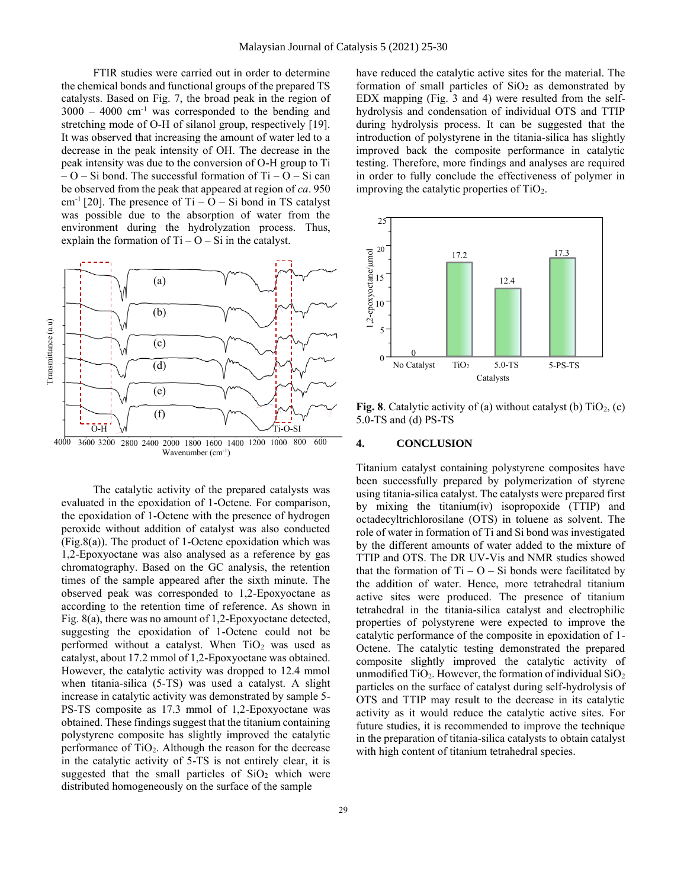FTIR studies were carried out in order to determine the chemical bonds and functional groups of the prepared TS catalysts. Based on Fig. 7, the broad peak in the region of 3000 – 4000 $cm^{-1}$ was corresponded to the bending and stretching mode of O-H of silanol group, respectively [19]. It was observed that increasing the amount of water led to a decrease in the peak intensity of OH. The decrease in the peak intensity was due to the conversion of O-H group to Ti – O – Si bond. The successful formation of Ti – O – Si can be observed from the peak that appeared at region of *ca*. 950 $cm^{-1}$ [20]. The presence of Ti – O – Si bond in TS catalyst was possible due to the absorption of water from the environment during the hydrolyzation process. Thus, explain the formation of Ti – O – Si in the catalyst.

The catalytic activity of the prepared catalysts was evaluated in the epoxidation of 1-Octene. For comparison, the epoxidation of 1-Octene with the presence of hydrogen peroxide without addition of catalyst was also conducted (Fig.8(a)). The product of 1-Octene epoxidation which was 1,2-Epoxyoctane was also analysed as a reference by gas chromatography. Based on the GC analysis, the retention times of the sample appeared after the sixth minute. The observed peak was corresponded to 1,2-Epoxyoctane as according to the retention time of reference. As shown in Fig. 8(a), there was no amount of 1,2-Epoxyoctane detected, suggesting the epoxidation of 1-Octene could not be performed without a catalyst. When $TiO_2$ was used as catalyst, about 17.2 mmol of 1,2-Epoxyoctane was obtained. However, the catalytic activity was dropped to 12.4 mmol when titania-silica (5-TS) was used a catalyst. A slight increase in catalytic activity was demonstrated by sample 5-PS-TS composite as 17.3 mmol of 1,2-Epoxyoctane was obtained. These findings suggest that the titanium containing polystyrene composite has slightly improved the catalytic performance of $TiO_2$. Although the reason for the decrease in the catalytic activity of 5-TS is not entirely clear, it is suggested that the small particles of $SiO_2$ which were distributed homogeneously on the surface of the sample have reduced the catalytic active sites for the material. The formation of small particles of $SiO_2$ as demonstrated by EDX mapping (Fig. 3 and 4) were resulted from the self-hydrolysis and condensation of individual OTS and TTIP during hydrolysis process. It can be suggested that the introduction of polystyrene in the titania-silica has slightly improved back the composite performance in catalytic testing. Therefore, more findings and analyses are required in order to fully conclude the effectiveness of polymer in improving the catalytic properties of $TiO_2$.

**Fig. 8**. Catalytic activity of (a) without catalyst (b) $TiO_2$, (c) 5.0-TS and (d) PS-TS

## 4. CONCLUSION

Titanium catalyst containing polystyrene composites have been successfully prepared by polymerization of styrene using titania-silica catalyst. The catalysts were prepared first by mixing the titanium(iv) isopropoxide (TTIP) and octadecyltrichlorosilane (OTS) in toluene as solvent. The role of water in formation of Ti and Si bond was investigated by the different amounts of water added to the mixture of TTIP and OTS. The DR UV-Vis and NMR studies showed that the formation of Ti – O – Si bonds were facilitated by the addition of water. Hence, more tetrahedral titanium active sites were produced. The presence of titanium tetrahedral in the titania-silica catalyst and electrophilic properties of polystyrene were expected to improve the catalytic performance of the composite in epoxidation of 1-Octene. The catalytic testing demonstrated the prepared composite slightly improved the catalytic activity of unmodified $TiO_2$. However, the formation of individual $SiO_2$ particles on the surface of catalyst during self-hydrolysis of OTS and TTIP may result to the decrease in its catalytic activity as it would reduce the catalytic active sites. For future studies, it is recommended to improve the technique in the preparation of titania-silica catalysts to obtain catalyst with high content of titanium tetrahedral species.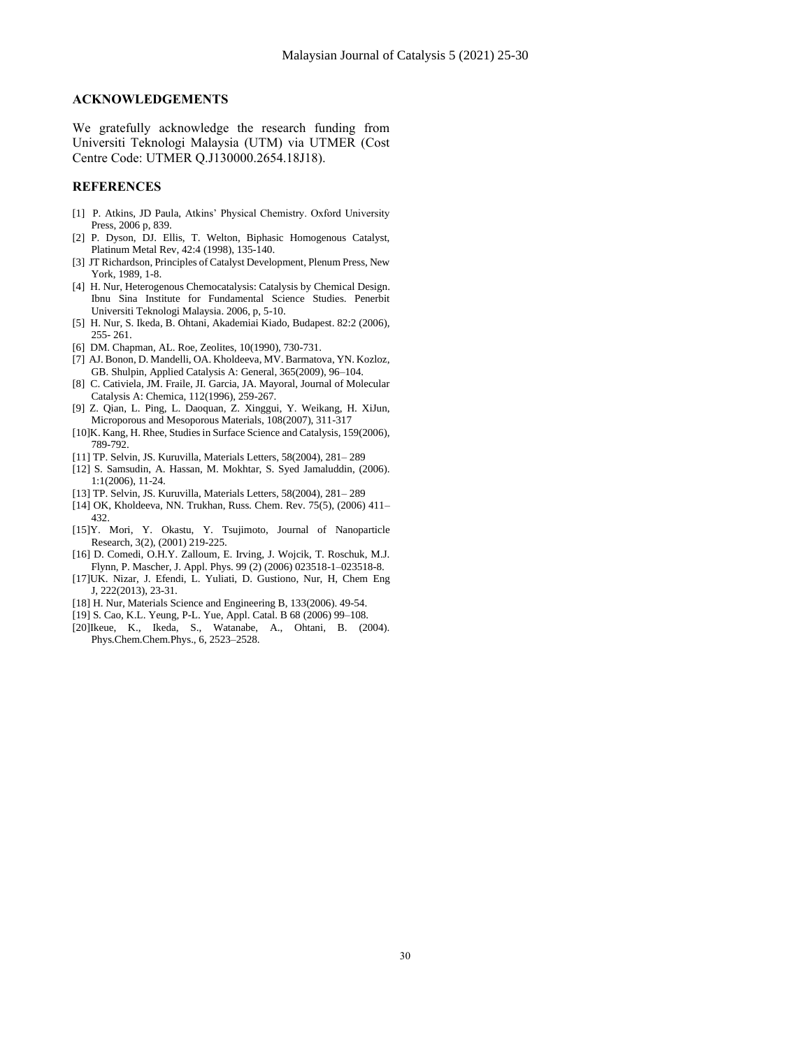## ACKNOWLEDGEMENTS

We gratefully acknowledge the research funding from Universiti Teknologi Malaysia (UTM) via UTMER (Cost Centre Code: UTMER Q.J130000.2654.18J18).

## REFERENCES

[1] P. Atkins, JD Paula, Atkins' Physical Chemistry. Oxford University Press, 2006 p, 839.

[2] P. Dyson, DJ. Ellis, T. Welton, Biphasic Homogenous Catalyst, Platinum Metal Rev, 42:4 (1998), 135-140.

[3] JT Richardson, Principles of Catalyst Development, Plenum Press, New York, 1989, 1-8.

[4] H. Nur, Heterogenous Chemocatalysis: Catalysis by Chemical Design. Ibnu Sina Institute for Fundamental Science Studies. Penerbit Universiti Teknologi Malaysia. 2006, p, 5-10.

[5] H. Nur, S. Ikeda, B. Ohtani, Akademiai Kiado, Budapest. 82:2 (2006), 255- 261.

[6] DM. Chapman, AL. Roe, Zeolites, 10(1990), 730-731.

[7] AJ. Bonon, D. Mandelli, OA. Kholdeeva, MV. Barmatova, YN. Kozloz, GB. Shulpin, Applied Catalysis A: General, 365(2009), 96–104.

[8] C. Cativiela, JM. Fraile, JI. Garcia, JA. Mayoral, Journal of Molecular Catalysis A: Chemica, 112(1996), 259-267.

[9] Z. Qian, L. Ping, L. Daoquan, Z. Xinggui, Y. Weikang, H. XiJun, Microporous and Mesoporous Materials, 108(2007), 311-317

[10]K. Kang, H. Rhee, Studies in Surface Science and Catalysis, 159(2006), 789-792.

[11] TP. Selvin, JS. Kuruvilla, Materials Letters, 58(2004), 281– 289

[12] S. Samsudin, A. Hassan, M. Mokhtar, S. Syed Jamaluddin, (2006). 1:1(2006), 11-24.

[13] TP. Selvin, JS. Kuruvilla, Materials Letters, 58(2004), 281– 289

[14] OK, Kholdeeva, NN. Trukhan, Russ. Chem. Rev. 75(5), (2006) 411–432.

[15]Y. Mori, Y. Okastu, Y. Tsujimoto, Journal of Nanoparticle Research, 3(2), (2001) 219-225.

[16] D. Comedi, O.H.Y. Zalloum, E. Irving, J. Wojcik, T. Roschuk, M.J. Flynn, P. Mascher, J. Appl. Phys. 99 (2) (2006) 023518-1–023518-8.

[17]UK. Nizar, J. Efendi, L. Yuliati, D. Gustiono, Nur, H, Chem Eng J, 222(2013), 23-31.

[18] H. Nur, Materials Science and Engineering B, 133(2006). 49-54.

[19] S. Cao, K.L. Yeung, P-L. Yue, Appl. Catal. B 68 (2006) 99–108.

[20]Ikeue, K., Ikeda, S., Watanabe, A., Ohtani, B. (2004). Phys.Chem.Chem.Phys., 6, 2523–2528.